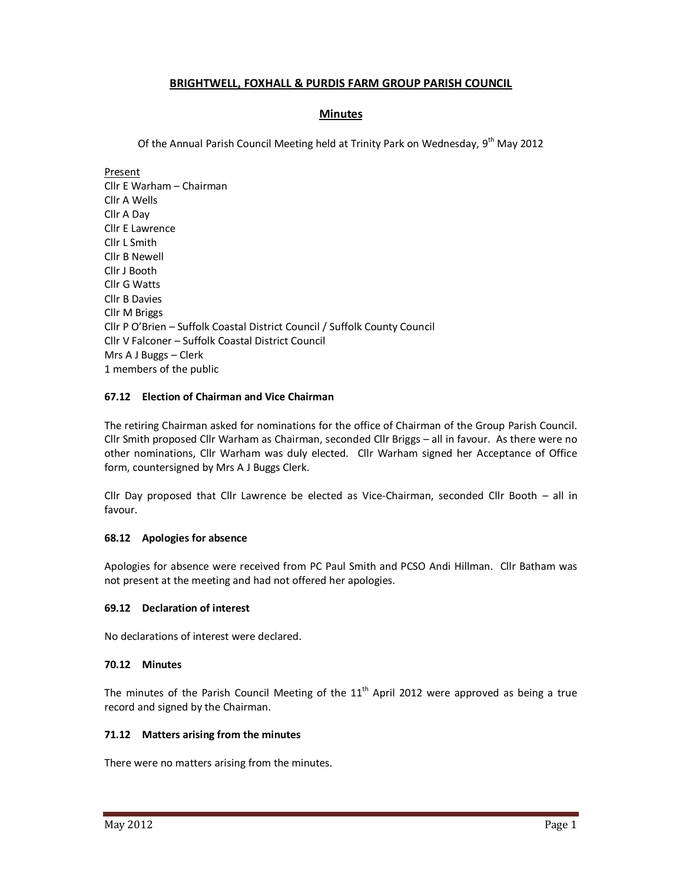# BRIGHTWELL, FOXHALL & PURDIS FARM GROUP PARISH COUNCIL

## Minutes

Of the Annual Parish Council Meeting held at Trinity Park on Wednesday, 9th May 2012

Present
Cllr E Warham – Chairman
Cllr A Wells
Cllr A Day
Cllr E Lawrence
Cllr L Smith
Cllr B Newell
Cllr J Booth
Cllr G Watts
Cllr B Davies
Cllr M Briggs
Cllr P O'Brien – Suffolk Coastal District Council / Suffolk County Council
Cllr V Falconer – Suffolk Coastal District Council
Mrs A J Buggs – Clerk
1 members of the public

### 67.12 Election of Chairman and Vice Chairman

The retiring Chairman asked for nominations for the office of Chairman of the Group Parish Council. Cllr Smith proposed Cllr Warham as Chairman, seconded Cllr Briggs – all in favour. As there were no other nominations, Cllr Warham was duly elected. Cllr Warham signed her Acceptance of Office form, countersigned by Mrs A J Buggs Clerk.

Cllr Day proposed that Cllr Lawrence be elected as Vice-Chairman, seconded Cllr Booth – all in favour.

### 68.12 Apologies for absence

Apologies for absence were received from PC Paul Smith and PCSO Andi Hillman. Cllr Batham was not present at the meeting and had not offered her apologies.

### 69.12 Declaration of interest

No declarations of interest were declared.

### 70.12 Minutes

The minutes of the Parish Council Meeting of the 11th April 2012 were approved as being a true record and signed by the Chairman.

### 71.12 Matters arising from the minutes

There were no matters arising from the minutes.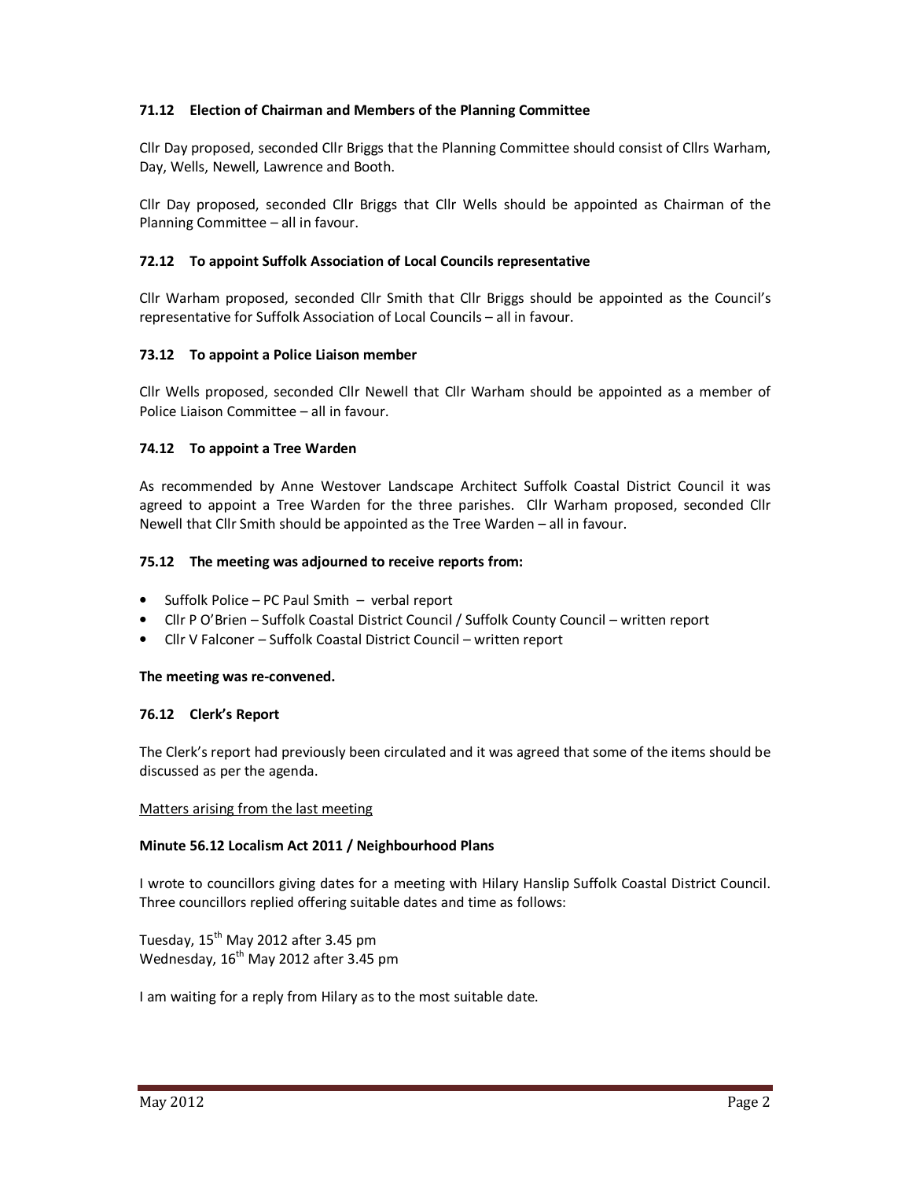**71.12 Election of Chairman and Members of the Planning Committee**

Cllr Day proposed, seconded Cllr Briggs that the Planning Committee should consist of Cllrs Warham, Day, Wells, Newell, Lawrence and Booth.

Cllr Day proposed, seconded Cllr Briggs that Cllr Wells should be appointed as Chairman of the Planning Committee – all in favour.

**72.12 To appoint Suffolk Association of Local Councils representative**

Cllr Warham proposed, seconded Cllr Smith that Cllr Briggs should be appointed as the Council's representative for Suffolk Association of Local Councils – all in favour.

**73.12 To appoint a Police Liaison member**

Cllr Wells proposed, seconded Cllr Newell that Cllr Warham should be appointed as a member of Police Liaison Committee – all in favour.

**74.12 To appoint a Tree Warden**

As recommended by Anne Westover Landscape Architect Suffolk Coastal District Council it was agreed to appoint a Tree Warden for the three parishes. Cllr Warham proposed, seconded Cllr Newell that Cllr Smith should be appointed as the Tree Warden – all in favour.

**75.12 The meeting was adjourned to receive reports from:**

- Suffolk Police – PC Paul Smith – verbal report
- Cllr P O'Brien – Suffolk Coastal District Council / Suffolk County Council – written report
- Cllr V Falconer – Suffolk Coastal District Council – written report

**The meeting was re-convened.**

**76.12 Clerk's Report**

The Clerk's report had previously been circulated and it was agreed that some of the items should be discussed as per the agenda.

Matters arising from the last meeting

**Minute 56.12 Localism Act 2011 / Neighbourhood Plans**

I wrote to councillors giving dates for a meeting with Hilary Hanslip Suffolk Coastal District Council. Three councillors replied offering suitable dates and time as follows:

Tuesday, 15th May 2012 after 3.45 pm
Wednesday, 16th May 2012 after 3.45 pm

I am waiting for a reply from Hilary as to the most suitable date.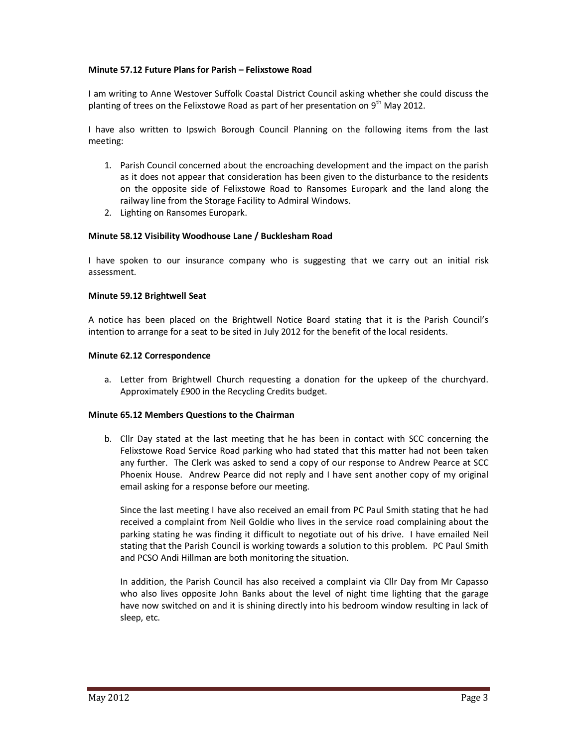**Minute 57.12 Future Plans for Parish – Felixstowe Road**

I am writing to Anne Westover Suffolk Coastal District Council asking whether she could discuss the planting of trees on the Felixstowe Road as part of her presentation on 9th May 2012.

I have also written to Ipswich Borough Council Planning on the following items from the last meeting:

1. Parish Council concerned about the encroaching development and the impact on the parish as it does not appear that consideration has been given to the disturbance to the residents on the opposite side of Felixstowe Road to Ransomes Europark and the land along the railway line from the Storage Facility to Admiral Windows.
2. Lighting on Ransomes Europark.

**Minute 58.12 Visibility Woodhouse Lane / Bucklesham Road**

I have spoken to our insurance company who is suggesting that we carry out an initial risk assessment.

**Minute 59.12 Brightwell Seat**

A notice has been placed on the Brightwell Notice Board stating that it is the Parish Council's intention to arrange for a seat to be sited in July 2012 for the benefit of the local residents.

**Minute 62.12 Correspondence**

a. Letter from Brightwell Church requesting a donation for the upkeep of the churchyard. Approximately £900 in the Recycling Credits budget.

**Minute 65.12 Members Questions to the Chairman**

b. Cllr Day stated at the last meeting that he has been in contact with SCC concerning the Felixstowe Road Service Road parking who had stated that this matter had not been taken any further. The Clerk was asked to send a copy of our response to Andrew Pearce at SCC Phoenix House. Andrew Pearce did not reply and I have sent another copy of my original email asking for a response before our meeting.

   Since the last meeting I have also received an email from PC Paul Smith stating that he had received a complaint from Neil Goldie who lives in the service road complaining about the parking stating he was finding it difficult to negotiate out of his drive. I have emailed Neil stating that the Parish Council is working towards a solution to this problem. PC Paul Smith and PCSO Andi Hillman are both monitoring the situation.

   In addition, the Parish Council has also received a complaint via Cllr Day from Mr Capasso who also lives opposite John Banks about the level of night time lighting that the garage have now switched on and it is shining directly into his bedroom window resulting in lack of sleep, etc.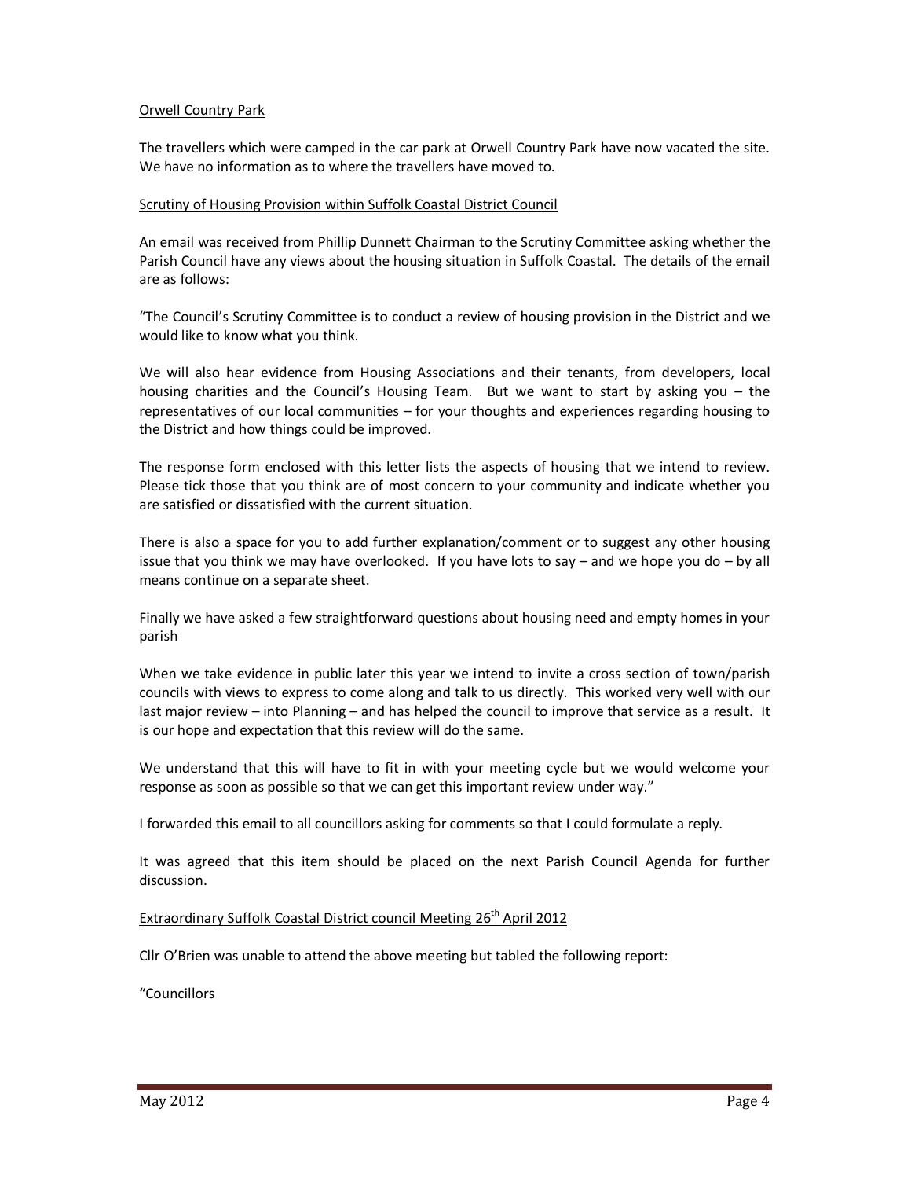Orwell Country Park

The travellers which were camped in the car park at Orwell Country Park have now vacated the site. We have no information as to where the travellers have moved to.

Scrutiny of Housing Provision within Suffolk Coastal District Council

An email was received from Phillip Dunnett Chairman to the Scrutiny Committee asking whether the Parish Council have any views about the housing situation in Suffolk Coastal. The details of the email are as follows:

"The Council's Scrutiny Committee is to conduct a review of housing provision in the District and we would like to know what you think.

We will also hear evidence from Housing Associations and their tenants, from developers, local housing charities and the Council's Housing Team. But we want to start by asking you – the representatives of our local communities – for your thoughts and experiences regarding housing to the District and how things could be improved.

The response form enclosed with this letter lists the aspects of housing that we intend to review. Please tick those that you think are of most concern to your community and indicate whether you are satisfied or dissatisfied with the current situation.

There is also a space for you to add further explanation/comment or to suggest any other housing issue that you think we may have overlooked. If you have lots to say – and we hope you do – by all means continue on a separate sheet.

Finally we have asked a few straightforward questions about housing need and empty homes in your parish

When we take evidence in public later this year we intend to invite a cross section of town/parish councils with views to express to come along and talk to us directly. This worked very well with our last major review – into Planning – and has helped the council to improve that service as a result. It is our hope and expectation that this review will do the same.

We understand that this will have to fit in with your meeting cycle but we would welcome your response as soon as possible so that we can get this important review under way."

I forwarded this email to all councillors asking for comments so that I could formulate a reply.

It was agreed that this item should be placed on the next Parish Council Agenda for further discussion.

Extraordinary Suffolk Coastal District council Meeting 26th April 2012

Cllr O'Brien was unable to attend the above meeting but tabled the following report:

"Councillors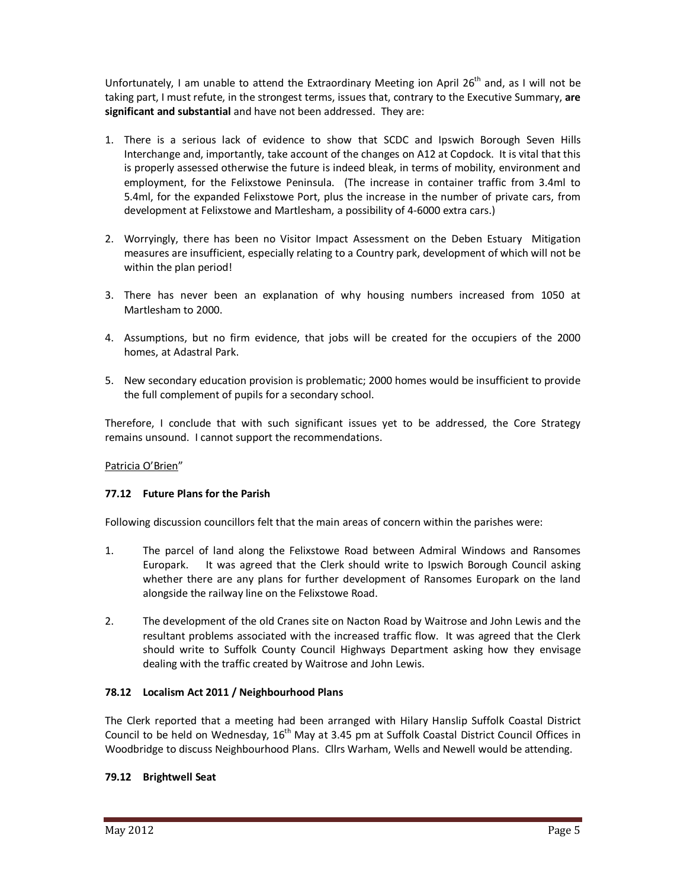Unfortunately, I am unable to attend the Extraordinary Meeting ion April 26th and, as I will not be taking part, I must refute, in the strongest terms, issues that, contrary to the Executive Summary, **are significant and substantial** and have not been addressed. They are:

1. There is a serious lack of evidence to show that SCDC and Ipswich Borough Seven Hills Interchange and, importantly, take account of the changes on A12 at Copdock. It is vital that this is properly assessed otherwise the future is indeed bleak, in terms of mobility, environment and employment, for the Felixstowe Peninsula. (The increase in container traffic from 3.4ml to 5.4ml, for the expanded Felixstowe Port, plus the increase in the number of private cars, from development at Felixstowe and Martlesham, a possibility of 4-6000 extra cars.)

2. Worryingly, there has been no Visitor Impact Assessment on the Deben Estuary Mitigation measures are insufficient, especially relating to a Country park, development of which will not be within the plan period!

3. There has never been an explanation of why housing numbers increased from 1050 at Martlesham to 2000.

4. Assumptions, but no firm evidence, that jobs will be created for the occupiers of the 2000 homes, at Adastral Park.

5. New secondary education provision is problematic; 2000 homes would be insufficient to provide the full complement of pupils for a secondary school.

Therefore, I conclude that with such significant issues yet to be addressed, the Core Strategy remains unsound. I cannot support the recommendations.

Patricia O'Brien"

### 77.12 Future Plans for the Parish

Following discussion councillors felt that the main areas of concern within the parishes were:

1. The parcel of land along the Felixstowe Road between Admiral Windows and Ransomes Europark. It was agreed that the Clerk should write to Ipswich Borough Council asking whether there are any plans for further development of Ransomes Europark on the land alongside the railway line on the Felixstowe Road.

2. The development of the old Cranes site on Nacton Road by Waitrose and John Lewis and the resultant problems associated with the increased traffic flow. It was agreed that the Clerk should write to Suffolk County Council Highways Department asking how they envisage dealing with the traffic created by Waitrose and John Lewis.

### 78.12 Localism Act 2011 / Neighbourhood Plans

The Clerk reported that a meeting had been arranged with Hilary Hanslip Suffolk Coastal District Council to be held on Wednesday, 16th May at 3.45 pm at Suffolk Coastal District Council Offices in Woodbridge to discuss Neighbourhood Plans. Cllrs Warham, Wells and Newell would be attending.

### 79.12 Brightwell Seat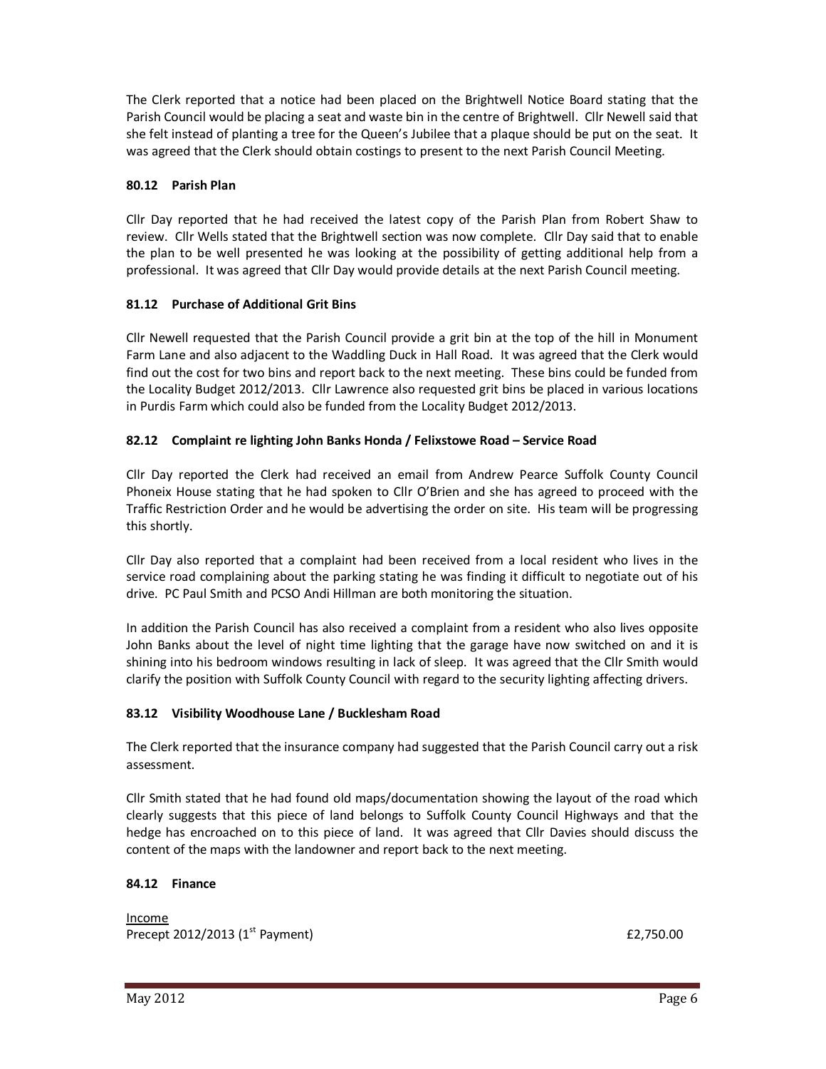The Clerk reported that a notice had been placed on the Brightwell Notice Board stating that the Parish Council would be placing a seat and waste bin in the centre of Brightwell. Cllr Newell said that she felt instead of planting a tree for the Queen's Jubilee that a plaque should be put on the seat. It was agreed that the Clerk should obtain costings to present to the next Parish Council Meeting.

### 80.12 Parish Plan

Cllr Day reported that he had received the latest copy of the Parish Plan from Robert Shaw to review. Cllr Wells stated that the Brightwell section was now complete. Cllr Day said that to enable the plan to be well presented he was looking at the possibility of getting additional help from a professional. It was agreed that Cllr Day would provide details at the next Parish Council meeting.

### 81.12 Purchase of Additional Grit Bins

Cllr Newell requested that the Parish Council provide a grit bin at the top of the hill in Monument Farm Lane and also adjacent to the Waddling Duck in Hall Road. It was agreed that the Clerk would find out the cost for two bins and report back to the next meeting. These bins could be funded from the Locality Budget 2012/2013. Cllr Lawrence also requested grit bins be placed in various locations in Purdis Farm which could also be funded from the Locality Budget 2012/2013.

### 82.12 Complaint re lighting John Banks Honda / Felixstowe Road – Service Road

Cllr Day reported the Clerk had received an email from Andrew Pearce Suffolk County Council Phoneix House stating that he had spoken to Cllr O'Brien and she has agreed to proceed with the Traffic Restriction Order and he would be advertising the order on site. His team will be progressing this shortly.

Cllr Day also reported that a complaint had been received from a local resident who lives in the service road complaining about the parking stating he was finding it difficult to negotiate out of his drive. PC Paul Smith and PCSO Andi Hillman are both monitoring the situation.

In addition the Parish Council has also received a complaint from a resident who also lives opposite John Banks about the level of night time lighting that the garage have now switched on and it is shining into his bedroom windows resulting in lack of sleep. It was agreed that the Cllr Smith would clarify the position with Suffolk County Council with regard to the security lighting affecting drivers.

### 83.12 Visibility Woodhouse Lane / Bucklesham Road

The Clerk reported that the insurance company had suggested that the Parish Council carry out a risk assessment.

Cllr Smith stated that he had found old maps/documentation showing the layout of the road which clearly suggests that this piece of land belongs to Suffolk County Council Highways and that the hedge has encroached on to this piece of land. It was agreed that Cllr Davies should discuss the content of the maps with the landowner and report back to the next meeting.

### 84.12 Finance

<u>Income</u>

| | |
|---|---|
| Precept 2012/2013 (1st Payment) | £2,750.00 |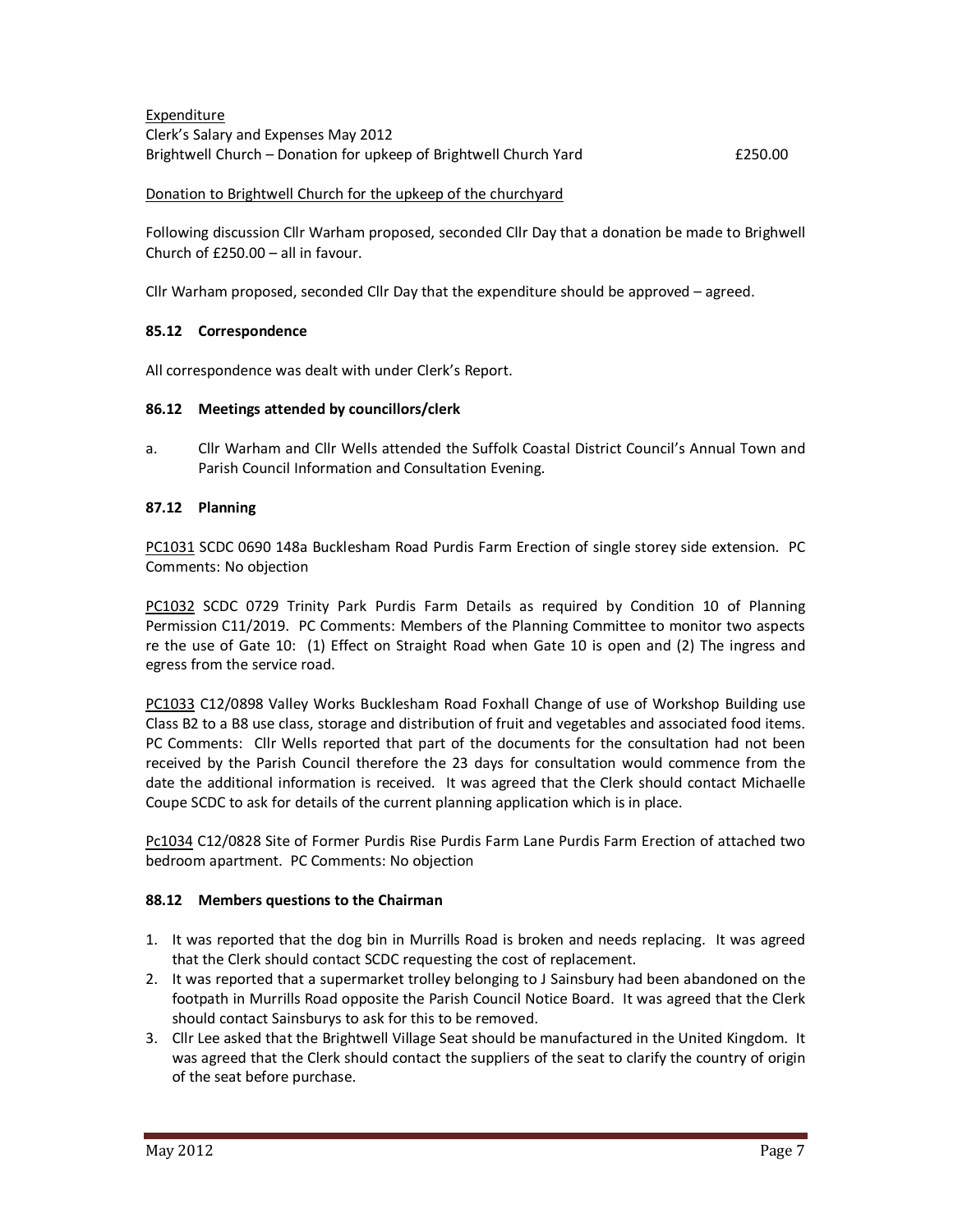<u>Expenditure</u>

Clerk's Salary and Expenses May 2012

Brightwell Church – Donation for upkeep of Brightwell Church Yard £250.00

<u>Donation to Brightwell Church for the upkeep of the churchyard</u>

Following discussion Cllr Warham proposed, seconded Cllr Day that a donation be made to Brighwell Church of £250.00 – all in favour.

Cllr Warham proposed, seconded Cllr Day that the expenditure should be approved – agreed.

**85.12 Correspondence**

All correspondence was dealt with under Clerk's Report.

**86.12 Meetings attended by councillors/clerk**

a. Cllr Warham and Cllr Wells attended the Suffolk Coastal District Council's Annual Town and Parish Council Information and Consultation Evening.

**87.12 Planning**

<u>PC1031</u> SCDC 0690 148a Bucklesham Road Purdis Farm Erection of single storey side extension. PC Comments: No objection

<u>PC1032</u> SCDC 0729 Trinity Park Purdis Farm Details as required by Condition 10 of Planning Permission C11/2019. PC Comments: Members of the Planning Committee to monitor two aspects re the use of Gate 10: (1) Effect on Straight Road when Gate 10 is open and (2) The ingress and egress from the service road.

<u>PC1033</u> C12/0898 Valley Works Bucklesham Road Foxhall Change of use of Workshop Building use Class B2 to a B8 use class, storage and distribution of fruit and vegetables and associated food items. PC Comments: Cllr Wells reported that part of the documents for the consultation had not been received by the Parish Council therefore the 23 days for consultation would commence from the date the additional information is received. It was agreed that the Clerk should contact Michaelle Coupe SCDC to ask for details of the current planning application which is in place.

<u>Pc1034</u> C12/0828 Site of Former Purdis Rise Purdis Farm Lane Purdis Farm Erection of attached two bedroom apartment. PC Comments: No objection

**88.12 Members questions to the Chairman**

1. It was reported that the dog bin in Murrills Road is broken and needs replacing. It was agreed that the Clerk should contact SCDC requesting the cost of replacement.
2. It was reported that a supermarket trolley belonging to J Sainsbury had been abandoned on the footpath in Murrills Road opposite the Parish Council Notice Board. It was agreed that the Clerk should contact Sainsburys to ask for this to be removed.
3. Cllr Lee asked that the Brightwell Village Seat should be manufactured in the United Kingdom. It was agreed that the Clerk should contact the suppliers of the seat to clarify the country of origin of the seat before purchase.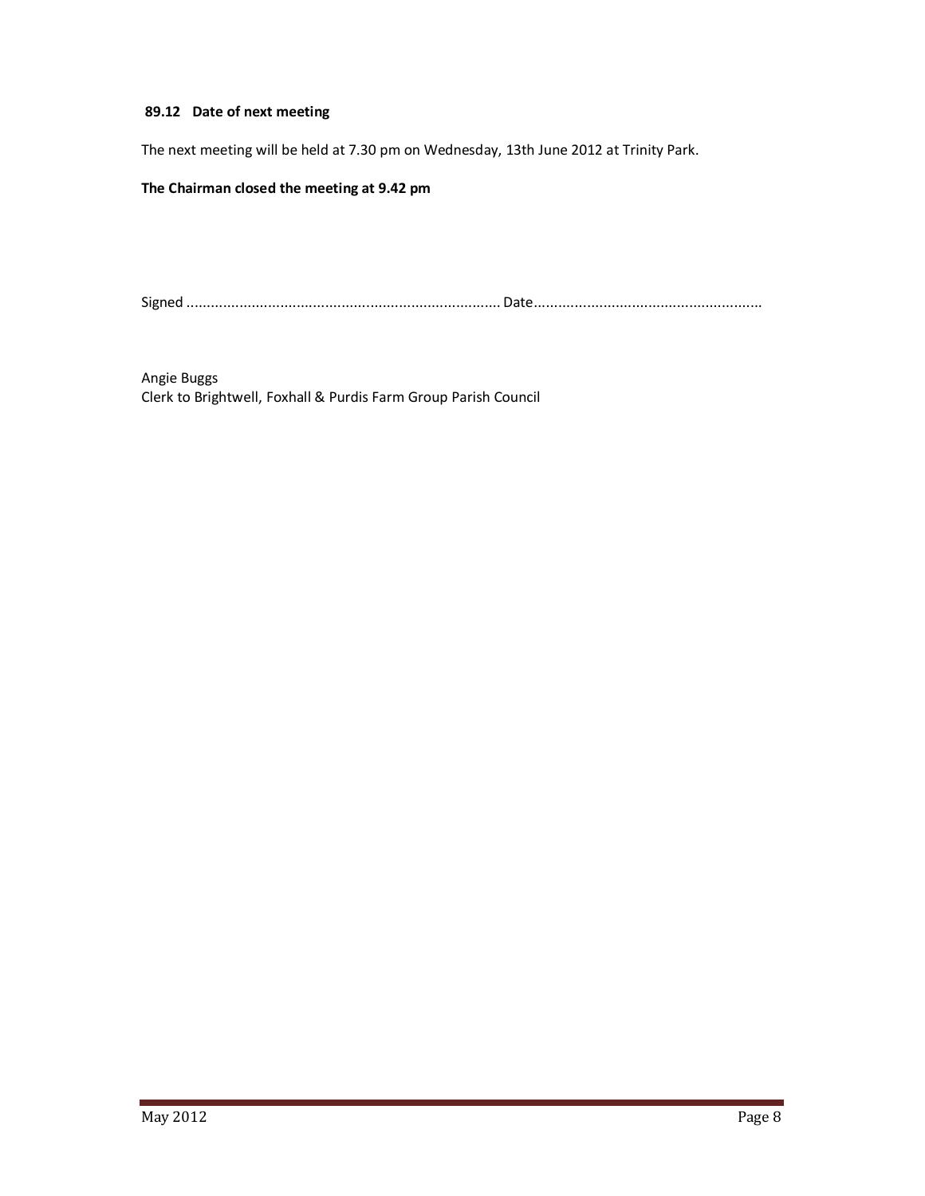**89.12 Date of next meeting**

The next meeting will be held at 7.30 pm on Wednesday, 13th June 2012 at Trinity Park.

**The Chairman closed the meeting at 9.42 pm**

Signed ............................................................................ Date........................................................

Angie Buggs
Clerk to Brightwell, Foxhall & Purdis Farm Group Parish Council